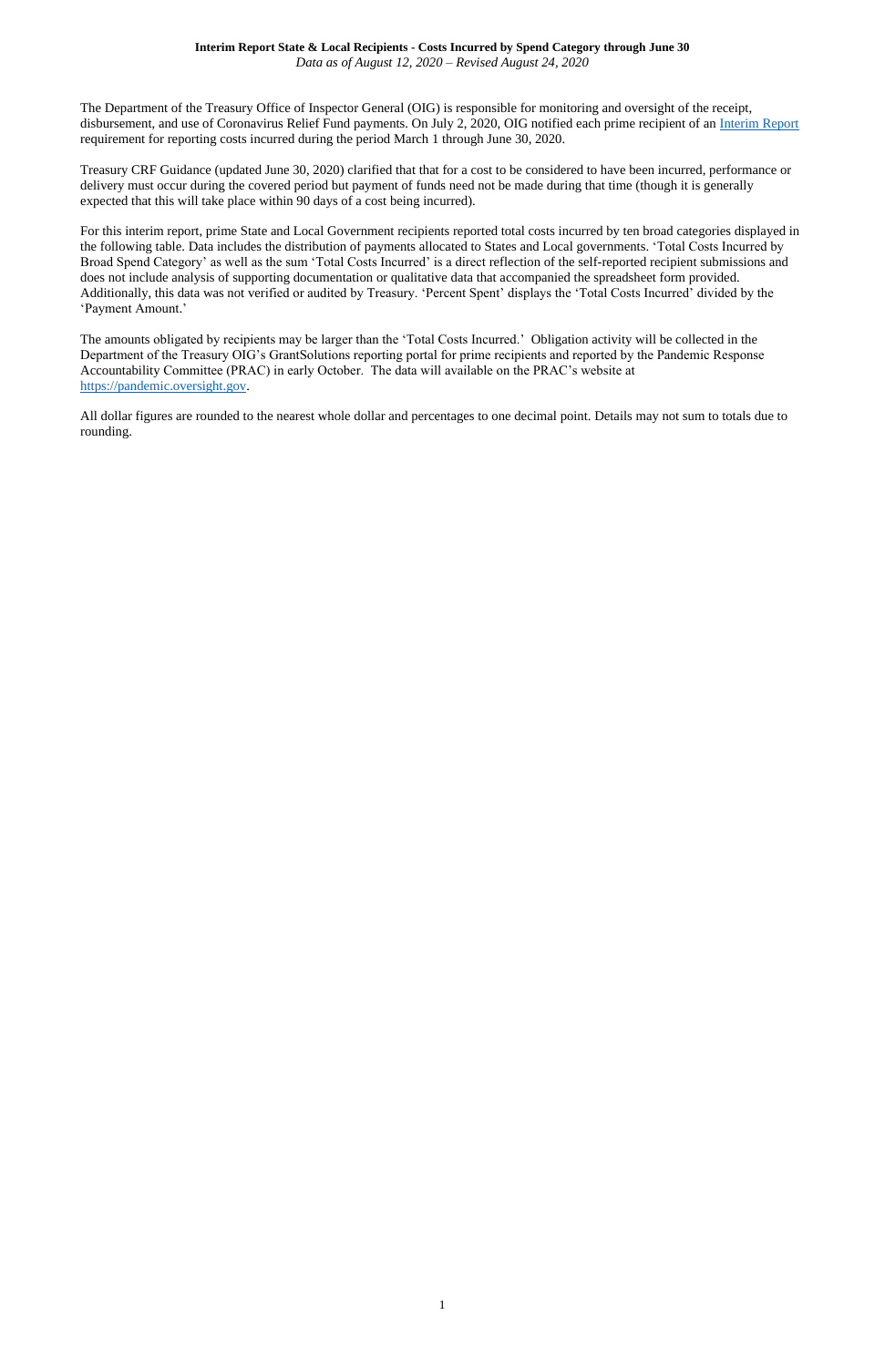**Interim Report State & Local Recipients - Costs Incurred by Spend Category through June 30**

*Data as of August 12, 2020 – Revised August 24, 2020*

The Department of the Treasury Office of Inspector General (OIG) is responsible for monitoring and oversight of the receipt, disbursement, and use of Coronavirus Relief Fund payments. On July 2, 2020, OIG notified each prime recipient of an [Interim Report](#) requirement for reporting costs incurred during the period March 1 through June 30, 2020.

Treasury CRF Guidance (updated June 30, 2020) clarified that that for a cost to be considered to have been incurred, performance or delivery must occur during the covered period but payment of funds need not be made during that time (though it is generally expected that this will take place within 90 days of a cost being incurred).

For this interim report, prime State and Local Government recipients reported total costs incurred by ten broad categories displayed in the following table. Data includes the distribution of payments allocated to States and Local governments. 'Total Costs Incurred by Broad Spend Category' as well as the sum 'Total Costs Incurred' is a direct reflection of the self-reported recipient submissions and does not include analysis of supporting documentation or qualitative data that accompanied the spreadsheet form provided. Additionally, this data was not verified or audited by Treasury. 'Percent Spent' displays the 'Total Costs Incurred' divided by the 'Payment Amount.'

The amounts obligated by recipients may be larger than the 'Total Costs Incurred.' Obligation activity will be collected in the Department of the Treasury OIG's GrantSolutions reporting portal for prime recipients and reported by the Pandemic Response Accountability Committee (PRAC) in early October. The data will available on the PRAC's website at [https://pandemic.oversight.gov](https://pandemic.oversight.gov).

All dollar figures are rounded to the nearest whole dollar and percentages to one decimal point. Details may not sum to totals due to rounding.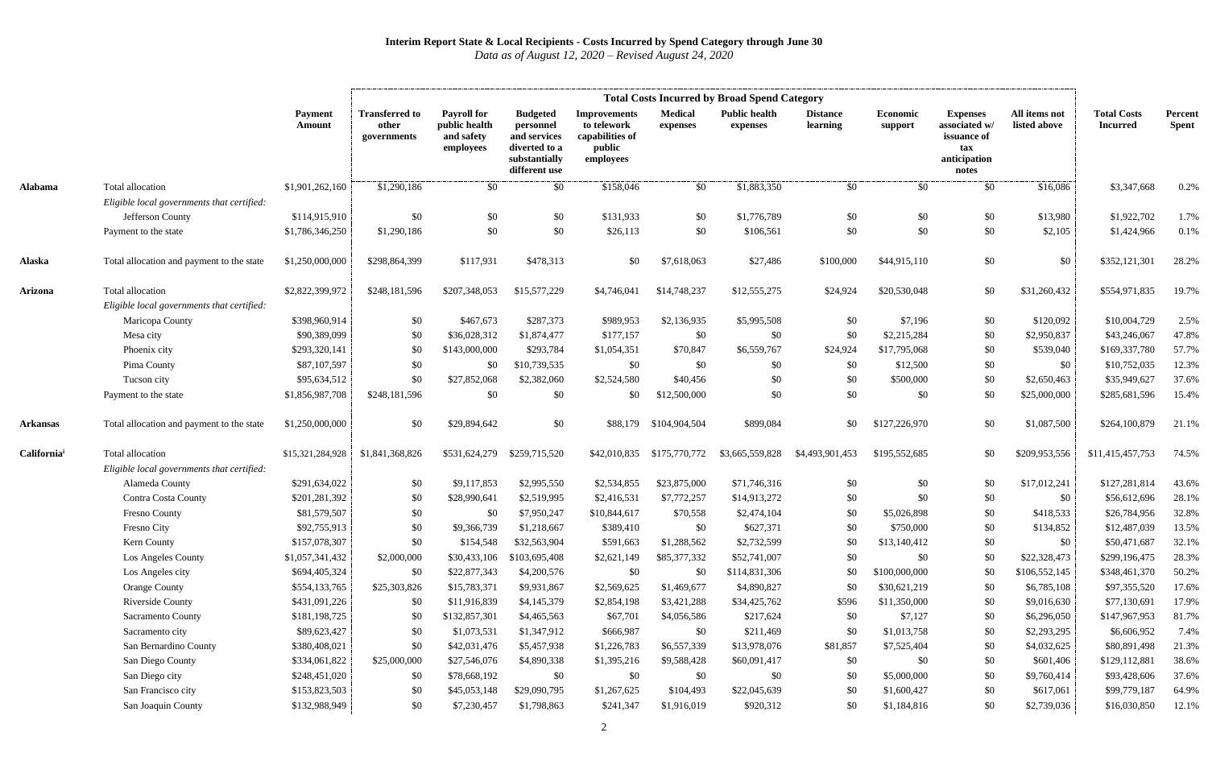**Interim Report State & Local Recipients - Costs Incurred by Spend Category through June 30**

*Data as of August 12, 2020 – Revised August 24, 2020*

| | | Payment Amount | Total Costs Incurred by Broad Spend Category | | | | | | | | | | | Total Costs Incurred | Percent Spent |
|---|---|---|---|---|---|---|---|---|---|---|---|---|---|---|---|
| | | | Transferred to other governments | Payroll for public health and safety employees | Budgeted personnel and services diverted to a substantially different use | Improvements to telework capabilities of public employees | Medical expenses | Public health expenses | Distance learning | Economic support | Expenses associated w/ issuance of tax anticipation notes | All items not listed above | | | |
| **Alabama** | Total allocation | $1,901,262,160 | $1,290,186 | $0 | $0 | $158,046 | $0 | $1,883,350 | $0 | $0 | $0 | $16,086 | | $3,347,668 | 0.2% |
| | *Eligible local governments that certified:* | | | | | | | | | | | | | | |
| | Jefferson County | $114,915,910 | $0 | $0 | $0 | $131,933 | $0 | $1,776,789 | $0 | $0 | $0 | $13,980 | | $1,922,702 | 1.7% |
| | Payment to the state | $1,786,346,250 | $1,290,186 | $0 | $0 | $26,113 | $0 | $106,561 | $0 | $0 | $0 | $2,105 | | $1,424,966 | 0.1% |
| **Alaska** | Total allocation and payment to the state | $1,250,000,000 | $298,864,399 | $117,931 | $478,313 | $0 | $7,618,063 | $27,486 | $100,000 | $44,915,110 | $0 | $0 | | $352,121,301 | 28.2% |
| **Arizona** | Total allocation | $2,822,399,972 | $248,181,596 | $207,348,053 | $15,577,229 | $4,746,041 | $14,748,237 | $12,555,275 | $24,924 | $20,530,048 | $0 | $31,260,432 | | $554,971,835 | 19.7% |
| | *Eligible local governments that certified:* | | | | | | | | | | | | | | |
| | Maricopa County | $398,960,914 | $0 | $467,673 | $287,373 | $989,953 | $2,136,935 | $5,995,508 | $0 | $7,196 | $0 | $120,092 | | $10,004,729 | 2.5% |
| | Mesa city | $90,389,099 | $0 | $36,028,312 | $1,874,477 | $177,157 | $0 | $0 | $0 | $2,215,284 | $0 | $2,950,837 | | $43,246,067 | 47.8% |
| | Phoenix city | $293,320,141 | $0 | $143,000,000 | $293,784 | $1,054,351 | $70,847 | $6,559,767 | $24,924 | $17,795,068 | $0 | $539,040 | | $169,337,780 | 57.7% |
| | Pima County | $87,107,597 | $0 | $0 | $10,739,535 | $0 | $0 | $0 | $0 | $12,500 | $0 | $0 | | $10,752,035 | 12.3% |
| | Tucson city | $95,634,512 | $0 | $27,852,068 | $2,382,060 | $2,524,580 | $40,456 | $0 | $0 | $500,000 | $0 | $2,650,463 | | $35,949,627 | 37.6% |
| | Payment to the state | $1,856,987,708 | $248,181,596 | $0 | $0 | $0 | $12,500,000 | $0 | $0 | $0 | $0 | $25,000,000 | | $285,681,596 | 15.4% |
| **Arkansas** | Total allocation and payment to the state | $1,250,000,000 | $0 | $29,894,642 | $0 | $88,179 | $104,904,504 | $899,084 | $0 | $127,226,970 | $0 | $1,087,500 | | $264,100,879 | 21.1% |
| **California**[i] | Total allocation | $15,321,284,928 | $1,841,368,826 | $531,624,279 | $259,715,520 | $42,010,835 | $175,770,772 | $3,665,559,828 | $4,493,901,453 | $195,552,685 | $0 | $209,953,556 | | $11,415,457,753 | 74.5% |
| | *Eligible local governments that certified:* | | | | | | | | | | | | | | |
| | Alameda County | $291,634,022 | $0 | $9,117,853 | $2,995,550 | $2,534,855 | $23,875,000 | $71,746,316 | $0 | $0 | $0 | $17,012,241 | | $127,281,814 | 43.6% |
| | Contra Costa County | $201,281,392 | $0 | $28,990,641 | $2,519,995 | $2,416,531 | $7,772,257 | $14,913,272 | $0 | $0 | $0 | $0 | | $56,612,696 | 28.1% |
| | Fresno County | $81,579,507 | $0 | $0 | $7,950,247 | $10,844,617 | $70,558 | $2,474,104 | $0 | $5,026,898 | $0 | $418,533 | | $26,784,956 | 32.8% |
| | Fresno City | $92,755,913 | $0 | $9,366,739 | $1,218,667 | $389,410 | $0 | $627,371 | $0 | $750,000 | $0 | $134,852 | | $12,487,039 | 13.5% |
| | Kern County | $157,078,307 | $0 | $154,548 | $32,563,904 | $591,663 | $1,288,562 | $2,732,599 | $0 | $13,140,412 | $0 | $0 | | $50,471,687 | 32.1% |
| | Los Angeles County | $1,057,341,432 | $2,000,000 | $30,433,106 | $103,695,408 | $2,621,149 | $85,377,332 | $52,741,007 | $0 | $0 | $0 | $22,328,473 | | $299,196,475 | 28.3% |
| | Los Angeles city | $694,405,324 | $0 | $22,877,343 | $4,200,576 | $0 | $0 | $114,831,306 | $0 | $100,000,000 | $0 | $106,552,145 | | $348,461,370 | 50.2% |
| | Orange County | $554,133,765 | $25,303,826 | $15,783,371 | $9,931,867 | $2,569,625 | $1,469,677 | $4,890,827 | $0 | $30,621,219 | $0 | $6,785,108 | | $97,355,520 | 17.6% |
| | Riverside County | $431,091,226 | $0 | $11,916,839 | $4,145,379 | $2,854,198 | $3,421,288 | $34,425,762 | $596 | $11,350,000 | $0 | $9,016,630 | | $77,130,691 | 17.9% |
| | Sacramento County | $181,198,725 | $0 | $132,857,301 | $4,465,563 | $67,701 | $4,056,586 | $217,624 | $0 | $7,127 | $0 | $6,296,050 | | $147,967,953 | 81.7% |
| | Sacramento city | $89,623,427 | $0 | $1,073,531 | $1,347,912 | $666,987 | $0 | $211,469 | $0 | $1,013,758 | $0 | $2,293,295 | | $6,606,952 | 7.4% |
| | San Bernardino County | $380,408,021 | $0 | $42,031,476 | $5,457,938 | $1,226,783 | $6,557,339 | $13,978,076 | $81,857 | $7,525,404 | $0 | $4,032,625 | | $80,891,498 | 21.3% |
| | San Diego County | $334,061,822 | $25,000,000 | $27,546,076 | $4,890,338 | $1,395,216 | $9,588,428 | $60,091,417 | $0 | $0 | $0 | $601,406 | | $129,112,881 | 38.6% |
| | San Diego city | $248,451,020 | $0 | $78,668,192 | $0 | $0 | $0 | $0 | $0 | $5,000,000 | $0 | $9,760,414 | | $93,428,606 | 37.6% |
| | San Francisco city | $153,823,503 | $0 | $45,053,148 | $29,090,795 | $1,267,625 | $104,493 | $22,045,639 | $0 | $1,600,427 | $0 | $617,061 | | $99,779,187 | 64.9% |
| | San Joaquin County | $132,988,949 | $0 | $7,230,457 | $1,798,863 | $241,347 | $1,916,019 | $920,312 | $0 | $1,184,816 | $0 | $2,739,036 | | $16,030,850 | 12.1% |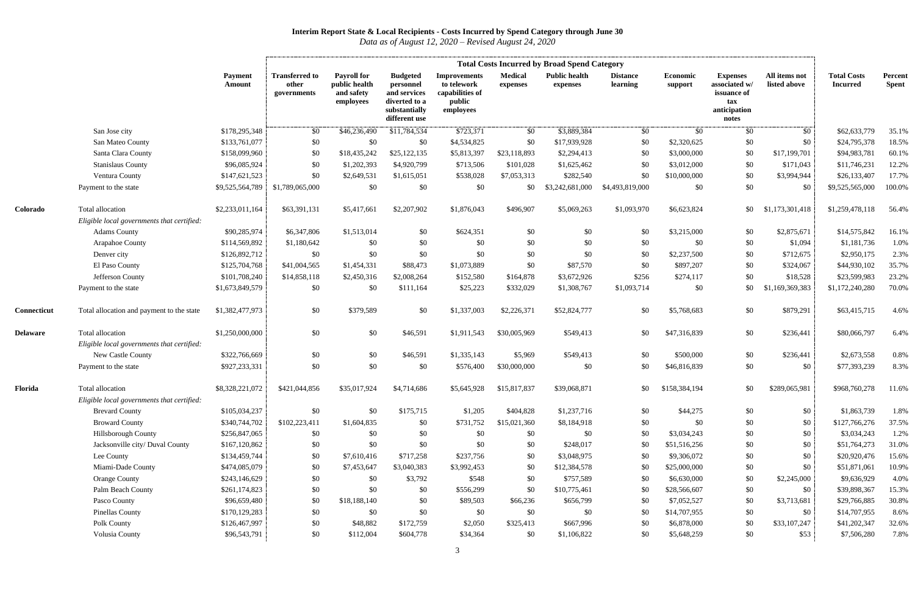**Interim Report State & Local Recipients - Costs Incurred by Spend Category through June 30**

*Data as of August 12, 2020 – Revised August 24, 2020*

| | | Payment Amount | Total Costs Incurred by Broad Spend Category | | | | | | | | | | | Total Costs Incurred | Percent Spent |
|---|---|---|---|---|---|---|---|---|---|---|---|---|---|---|---|
| | | | Transferred to other governments | Payroll for public health and safety employees | Budgeted personnel and services diverted to a substantially different use | Improvements to telework capabilities of public employees | Medical expenses | Public health expenses | Distance learning | Economic support | Expenses associated w/ issuance of tax anticipation notes | All items not listed above | | | |
| | San Jose city | $178,295,348 | $0 | $46,236,490 | $11,784,534 | $723,371 | $0 | $3,889,384 | $0 | $0 | $0 | $0 | | $62,633,779 | 35.1% |
| | San Mateo County | $133,761,077 | $0 | $0 | $0 | $4,534,825 | $0 | $17,939,928 | $0 | $2,320,625 | $0 | $0 | | $24,795,378 | 18.5% |
| | Santa Clara County | $158,099,960 | $0 | $18,435,242 | $25,122,135 | $5,813,397 | $23,118,893 | $2,294,413 | $0 | $3,000,000 | $0 | $17,199,701 | | $94,983,781 | 60.1% |
| | Stanislaus County | $96,085,924 | $0 | $1,202,393 | $4,920,799 | $713,506 | $101,028 | $1,625,462 | $0 | $3,012,000 | $0 | $171,043 | | $11,746,231 | 12.2% |
| | Ventura County | $147,621,523 | $0 | $2,649,531 | $1,615,051 | $538,028 | $7,053,313 | $282,540 | $0 | $10,000,000 | $0 | $3,994,944 | | $26,133,407 | 17.7% |
| | Payment to the state | $9,525,564,789 | $1,789,065,000 | $0 | $0 | $0 | $0 | $3,242,681,000 | $4,493,819,000 | $0 | $0 | $0 | | $9,525,565,000 | 100.0% |
| **Colorado** | Total allocation | $2,233,011,164 | $63,391,131 | $5,417,661 | $2,207,902 | $1,876,043 | $496,907 | $5,069,263 | $1,093,970 | $6,623,824 | $0 | $1,173,301,418 | | $1,259,478,118 | 56.4% |
| | *Eligible local governments that certified:* | | | | | | | | | | | | | | |
| | Adams County | $90,285,974 | $6,347,806 | $1,513,014 | $0 | $624,351 | $0 | $0 | $0 | $3,215,000 | $0 | $2,875,671 | | $14,575,842 | 16.1% |
| | Arapahoe County | $114,569,892 | $1,180,642 | $0 | $0 | $0 | $0 | $0 | $0 | $0 | $0 | $1,094 | | $1,181,736 | 1.0% |
| | Denver city | $126,892,712 | $0 | $0 | $0 | $0 | $0 | $0 | $0 | $2,237,500 | $0 | $712,675 | | $2,950,175 | 2.3% |
| | El Paso County | $125,704,768 | $41,004,565 | $1,454,331 | $88,473 | $1,073,889 | $0 | $87,570 | $0 | $897,207 | $0 | $324,067 | | $44,930,102 | 35.7% |
| | Jefferson County | $101,708,240 | $14,858,118 | $2,450,316 | $2,008,264 | $152,580 | $164,878 | $3,672,926 | $256 | $274,117 | $0 | $18,528 | | $23,599,983 | 23.2% |
| | Payment to the state | $1,673,849,579 | $0 | $0 | $111,164 | $25,223 | $332,029 | $1,308,767 | $1,093,714 | $0 | $0 | $1,169,369,383 | | $1,172,240,280 | 70.0% |
| **Connecticut** | Total allocation and payment to the state | $1,382,477,973 | $0 | $379,589 | $0 | $1,337,003 | $2,226,371 | $52,824,777 | $0 | $5,768,683 | $0 | $879,291 | | $63,415,715 | 4.6% |
| **Delaware** | Total allocation | $1,250,000,000 | $0 | $0 | $46,591 | $1,911,543 | $30,005,969 | $549,413 | $0 | $47,316,839 | $0 | $236,441 | | $80,066,797 | 6.4% |
| | *Eligible local governments that certified:* | | | | | | | | | | | | | | |
| | New Castle County | $322,766,669 | $0 | $0 | $46,591 | $1,335,143 | $5,969 | $549,413 | $0 | $500,000 | $0 | $236,441 | | $2,673,558 | 0.8% |
| | Payment to the state | $927,233,331 | $0 | $0 | $0 | $576,400 | $30,000,000 | $0 | $0 | $46,816,839 | $0 | $0 | | $77,393,239 | 8.3% |
| **Florida** | Total allocation | $8,328,221,072 | $421,044,856 | $35,017,924 | $4,714,686 | $5,645,928 | $15,817,837 | $39,068,871 | $0 | $158,384,194 | $0 | $289,065,981 | | $968,760,278 | 11.6% |
| | *Eligible local governments that certified:* | | | | | | | | | | | | | | |
| | Brevard County | $105,034,237 | $0 | $0 | $175,715 | $1,205 | $404,828 | $1,237,716 | $0 | $44,275 | $0 | $0 | | $1,863,739 | 1.8% |
| | Broward County | $340,744,702 | $102,223,411 | $1,604,835 | $0 | $731,752 | $15,021,360 | $8,184,918 | $0 | $0 | $0 | $0 | | $127,766,276 | 37.5% |
| | Hillsborough County | $256,847,065 | $0 | $0 | $0 | $0 | $0 | $0 | $0 | $3,034,243 | $0 | $0 | | $3,034,243 | 1.2% |
| | Jacksonville city/ Duval County | $167,120,862 | $0 | $0 | $0 | $0 | $0 | $248,017 | $0 | $51,516,256 | $0 | $0 | | $51,764,273 | 31.0% |
| | Lee County | $134,459,744 | $0 | $7,610,416 | $717,258 | $237,756 | $0 | $3,048,975 | $0 | $9,306,072 | $0 | $0 | | $20,920,476 | 15.6% |
| | Miami-Dade County | $474,085,079 | $0 | $7,453,647 | $3,040,383 | $3,992,453 | $0 | $12,384,578 | $0 | $25,000,000 | $0 | $0 | | $51,871,061 | 10.9% |
| | Orange County | $243,146,629 | $0 | $0 | $3,792 | $548 | $0 | $757,589 | $0 | $6,630,000 | $0 | $2,245,000 | | $9,636,929 | 4.0% |
| | Palm Beach County | $261,174,823 | $0 | $0 | $0 | $556,299 | $0 | $10,775,461 | $0 | $28,566,607 | $0 | $0 | | $39,898,367 | 15.3% |
| | Pasco County | $96,659,480 | $0 | $18,188,140 | $0 | $89,503 | $66,236 | $656,799 | $0 | $7,052,527 | $0 | $3,713,681 | | $29,766,885 | 30.8% |
| | Pinellas County | $170,129,283 | $0 | $0 | $0 | $0 | $0 | $0 | $0 | $14,707,955 | $0 | $0 | | $14,707,955 | 8.6% |
| | Polk County | $126,467,997 | $0 | $48,882 | $172,759 | $2,050 | $325,413 | $667,996 | $0 | $6,878,000 | $0 | $33,107,247 | | $41,202,347 | 32.6% |
| | Volusia County | $96,543,791 | $0 | $112,004 | $604,778 | $34,364 | $0 | $1,106,822 | $0 | $5,648,259 | $0 | $53 | | $7,506,280 | 7.8% |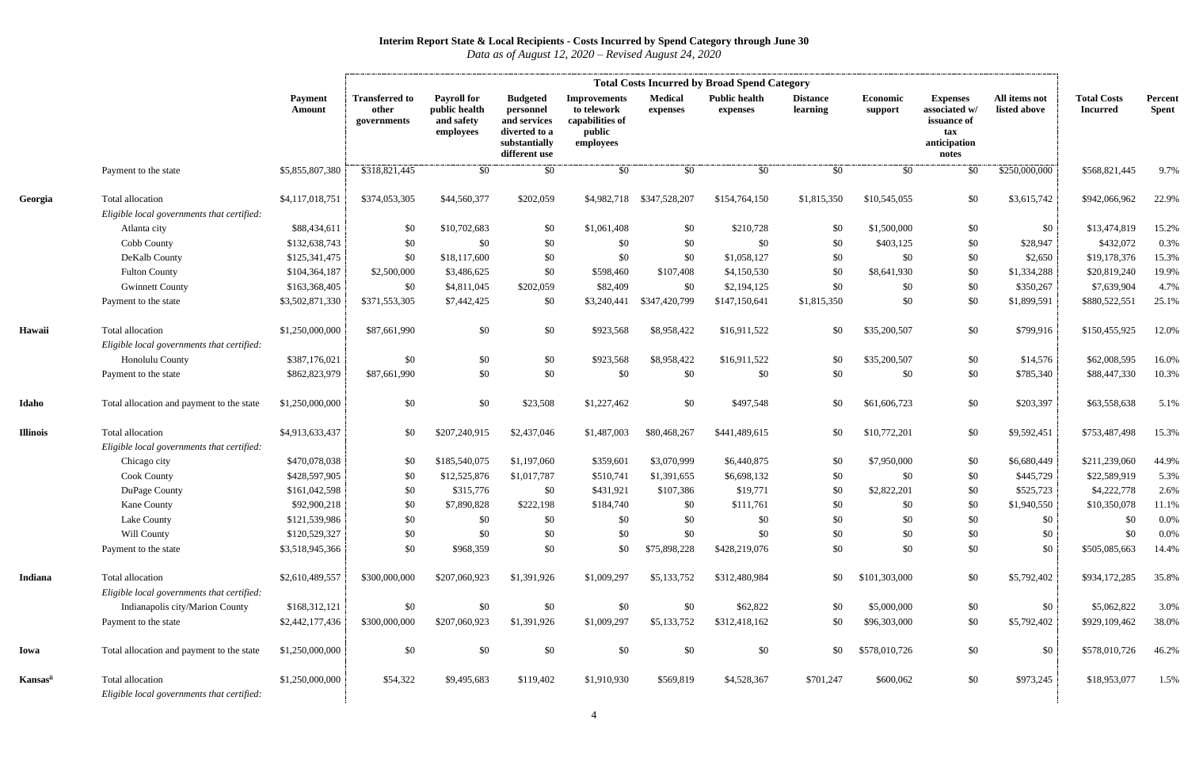**Interim Report State & Local Recipients - Costs Incurred by Spend Category through June 30**

*Data as of August 12, 2020 – Revised August 24, 2020*

| | | Payment Amount | Total Costs Incurred by Broad Spend Category | | | | | | | | | | Total Costs Incurred | Percent Spent |
|---|---|---|---|---|---|---|---|---|---|---|---|---|---|---|
| | | | Transferred to other governments | Payroll for public health and safety employees | Budgeted personnel and services diverted to a substantially different use | Improvements to telework capabilities of public employees | Medical expenses | Public health expenses | Distance learning | Economic support | Expenses associated w/ issuance of tax anticipation notes | All items not listed above | | |
| | Payment to the state | $5,855,807,380 | $318,821,445 | $0 | $0 | $0 | $0 | $0 | $0 | $0 | $0 | $250,000,000 | $568,821,445 | 9.7% |
| **Georgia** | Total allocation | $4,117,018,751 | $374,053,305 | $44,560,377 | $202,059 | $4,982,718 | $347,528,207 | $154,764,150 | $1,815,350 | $10,545,055 | $0 | $3,615,742 | $942,066,962 | 22.9% |
| | *Eligible local governments that certified:* | | | | | | | | | | | | | |
| | Atlanta city | $88,434,611 | $0 | $10,702,683 | $0 | $1,061,408 | $0 | $210,728 | $0 | $1,500,000 | $0 | $0 | $13,474,819 | 15.2% |
| | Cobb County | $132,638,743 | $0 | $0 | $0 | $0 | $0 | $0 | $0 | $403,125 | $0 | $28,947 | $432,072 | 0.3% |
| | DeKalb County | $125,341,475 | $0 | $18,117,600 | $0 | $0 | $0 | $1,058,127 | $0 | $0 | $0 | $2,650 | $19,178,376 | 15.3% |
| | Fulton County | $104,364,187 | $2,500,000 | $3,486,625 | $0 | $598,460 | $107,408 | $4,150,530 | $0 | $8,641,930 | $0 | $1,334,288 | $20,819,240 | 19.9% |
| | Gwinnett County | $163,368,405 | $0 | $4,811,045 | $202,059 | $82,409 | $0 | $2,194,125 | $0 | $0 | $0 | $350,267 | $7,639,904 | 4.7% |
| | Payment to the state | $3,502,871,330 | $371,553,305 | $7,442,425 | $0 | $3,240,441 | $347,420,799 | $147,150,641 | $1,815,350 | $0 | $0 | $1,899,591 | $880,522,551 | 25.1% |
| **Hawaii** | Total allocation | $1,250,000,000 | $87,661,990 | $0 | $0 | $923,568 | $8,958,422 | $16,911,522 | $0 | $35,200,507 | $0 | $799,916 | $150,455,925 | 12.0% |
| | *Eligible local governments that certified:* | | | | | | | | | | | | | |
| | Honolulu County | $387,176,021 | $0 | $0 | $0 | $923,568 | $8,958,422 | $16,911,522 | $0 | $35,200,507 | $0 | $14,576 | $62,008,595 | 16.0% |
| | Payment to the state | $862,823,979 | $87,661,990 | $0 | $0 | $0 | $0 | $0 | $0 | $0 | $0 | $785,340 | $88,447,330 | 10.3% |
| **Idaho** | Total allocation and payment to the state | $1,250,000,000 | $0 | $0 | $23,508 | $1,227,462 | $0 | $497,548 | $0 | $61,606,723 | $0 | $203,397 | $63,558,638 | 5.1% |
| **Illinois** | Total allocation | $4,913,633,437 | $0 | $207,240,915 | $2,437,046 | $1,487,003 | $80,468,267 | $441,489,615 | $0 | $10,772,201 | $0 | $9,592,451 | $753,487,498 | 15.3% |
| | *Eligible local governments that certified:* | | | | | | | | | | | | | |
| | Chicago city | $470,078,038 | $0 | $185,540,075 | $1,197,060 | $359,601 | $3,070,999 | $6,440,875 | $0 | $7,950,000 | $0 | $6,680,449 | $211,239,060 | 44.9% |
| | Cook County | $428,597,905 | $0 | $12,525,876 | $1,017,787 | $510,741 | $1,391,655 | $6,698,132 | $0 | $0 | $0 | $445,729 | $22,589,919 | 5.3% |
| | DuPage County | $161,042,598 | $0 | $315,776 | $0 | $431,921 | $107,386 | $19,771 | $0 | $2,822,201 | $0 | $525,723 | $4,222,778 | 2.6% |
| | Kane County | $92,900,218 | $0 | $7,890,828 | $222,198 | $184,740 | $0 | $111,761 | $0 | $0 | $0 | $1,940,550 | $10,350,078 | 11.1% |
| | Lake County | $121,539,986 | $0 | $0 | $0 | $0 | $0 | $0 | $0 | $0 | $0 | $0 | $0 | 0.0% |
| | Will County | $120,529,327 | $0 | $0 | $0 | $0 | $0 | $0 | $0 | $0 | $0 | $0 | $0 | 0.0% |
| | Payment to the state | $3,518,945,366 | $0 | $968,359 | $0 | $0 | $75,898,228 | $428,219,076 | $0 | $0 | $0 | $0 | $505,085,663 | 14.4% |
| **Indiana** | Total allocation | $2,610,489,557 | $300,000,000 | $207,060,923 | $1,391,926 | $1,009,297 | $5,133,752 | $312,480,984 | $0 | $101,303,000 | $0 | $5,792,402 | $934,172,285 | 35.8% |
| | *Eligible local governments that certified:* | | | | | | | | | | | | | |
| | Indianapolis city/Marion County | $168,312,121 | $0 | $0 | $0 | $0 | $0 | $62,822 | $0 | $5,000,000 | $0 | $0 | $5,062,822 | 3.0% |
| | Payment to the state | $2,442,177,436 | $300,000,000 | $207,060,923 | $1,391,926 | $1,009,297 | $5,133,752 | $312,418,162 | $0 | $96,303,000 | $0 | $5,792,402 | $929,109,462 | 38.0% |
| **Iowa** | Total allocation and payment to the state | $1,250,000,000 | $0 | $0 | $0 | $0 | $0 | $0 | $0 | $578,010,726 | $0 | $0 | $578,010,726 | 46.2% |
| **Kansas**[ii] | Total allocation | $1,250,000,000 | $54,322 | $9,495,683 | $119,402 | $1,910,930 | $569,819 | $4,528,367 | $701,247 | $600,062 | $0 | $973,245 | $18,953,077 | 1.5% |
| | *Eligible local governments that certified:* | | | | | | | | | | | | | |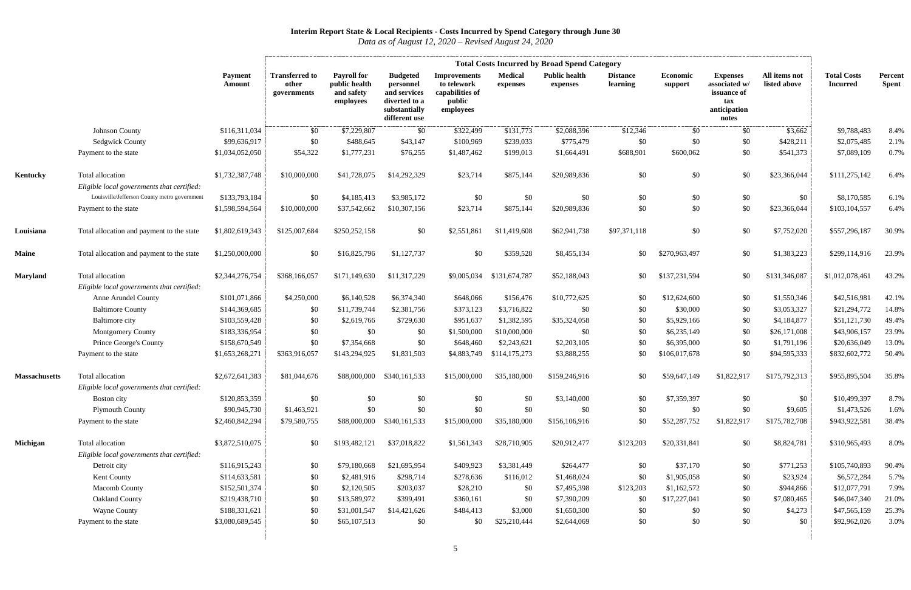**Interim Report State & Local Recipients - Costs Incurred by Spend Category through June 30**

*Data as of August 12, 2020 – Revised August 24, 2020*

| | | Payment Amount | Total Costs Incurred by Broad Spend Category | | | | | | | | | | Total Costs Incurred | Percent Spent |
|---|---|---|---|---|---|---|---|---|---|---|---|---|---|---|
| | | | Transferred to other governments | Payroll for public health and safety employees | Budgeted personnel and services diverted to a substantially different use | Improvements to telework capabilities of public employees | Medical expenses | Public health expenses | Distance learning | Economic support | Expenses associated w/ issuance of tax anticipation notes | All items not listed above | | |
| | Johnson County | $116,311,034 | $0 | $7,229,807 | $0 | $322,499 | $131,773 | $2,088,396 | $12,346 | $0 | $0 | $3,662 | $9,788,483 | 8.4% |
| | Sedgwick County | $99,636,917 | $0 | $488,645 | $43,147 | $100,969 | $239,033 | $775,479 | $0 | $0 | $0 | $428,211 | $2,075,485 | 2.1% |
| | Payment to the state | $1,034,052,050 | $54,322 | $1,777,231 | $76,255 | $1,487,462 | $199,013 | $1,664,491 | $688,901 | $600,062 | $0 | $541,373 | $7,089,109 | 0.7% |
| **Kentucky** | Total allocation | $1,732,387,748 | $10,000,000 | $41,728,075 | $14,292,329 | $23,714 | $875,144 | $20,989,836 | $0 | $0 | $0 | $23,366,044 | $111,275,142 | 6.4% |
| | *Eligible local governments that certified:* | | | | | | | | | | | | | |
| | Louisville/Jefferson County metro government | $133,793,184 | $0 | $4,185,413 | $3,985,172 | $0 | $0 | $0 | $0 | $0 | $0 | $0 | $8,170,585 | 6.1% |
| | Payment to the state | $1,598,594,564 | $10,000,000 | $37,542,662 | $10,307,156 | $23,714 | $875,144 | $20,989,836 | $0 | $0 | $0 | $23,366,044 | $103,104,557 | 6.4% |
| **Louisiana** | Total allocation and payment to the state | $1,802,619,343 | $125,007,684 | $250,252,158 | $0 | $2,551,861 | $11,419,608 | $62,941,738 | $97,371,118 | $0 | $0 | $7,752,020 | $557,296,187 | 30.9% |
| **Maine** | Total allocation and payment to the state | $1,250,000,000 | $0 | $16,825,796 | $1,127,737 | $0 | $359,528 | $8,455,134 | $0 | $270,963,497 | $0 | $1,383,223 | $299,114,916 | 23.9% |
| **Maryland** | Total allocation | $2,344,276,754 | $368,166,057 | $171,149,630 | $11,317,229 | $9,005,034 | $131,674,787 | $52,188,043 | $0 | $137,231,594 | $0 | $131,346,087 | $1,012,078,461 | 43.2% |
| | *Eligible local governments that certified:* | | | | | | | | | | | | | |
| | Anne Arundel County | $101,071,866 | $4,250,000 | $6,140,528 | $6,374,340 | $648,066 | $156,476 | $10,772,625 | $0 | $12,624,600 | $0 | $1,550,346 | $42,516,981 | 42.1% |
| | Baltimore County | $144,369,685 | $0 | $11,739,744 | $2,381,756 | $373,123 | $3,716,822 | $0 | $0 | $30,000 | $0 | $3,053,327 | $21,294,772 | 14.8% |
| | Baltimore city | $103,559,428 | $0 | $2,619,766 | $729,630 | $951,637 | $1,382,595 | $35,324,058 | $0 | $5,929,166 | $0 | $4,184,877 | $51,121,730 | 49.4% |
| | Montgomery County | $183,336,954 | $0 | $0 | $0 | $1,500,000 | $10,000,000 | $0 | $0 | $6,235,149 | $0 | $26,171,008 | $43,906,157 | 23.9% |
| | Prince George's County | $158,670,549 | $0 | $7,354,668 | $0 | $648,460 | $2,243,621 | $2,203,105 | $0 | $6,395,000 | $0 | $1,791,196 | $20,636,049 | 13.0% |
| | Payment to the state | $1,653,268,271 | $363,916,057 | $143,294,925 | $1,831,503 | $4,883,749 | $114,175,273 | $3,888,255 | $0 | $106,017,678 | $0 | $94,595,333 | $832,602,772 | 50.4% |
| **Massachusetts** | Total allocation | $2,672,641,383 | $81,044,676 | $88,000,000 | $340,161,533 | $15,000,000 | $35,180,000 | $159,246,916 | $0 | $59,647,149 | $1,822,917 | $175,792,313 | $955,895,504 | 35.8% |
| | *Eligible local governments that certified:* | | | | | | | | | | | | | |
| | Boston city | $120,853,359 | $0 | $0 | $0 | $0 | $0 | $3,140,000 | $0 | $7,359,397 | $0 | $0 | $10,499,397 | 8.7% |
| | Plymouth County | $90,945,730 | $1,463,921 | $0 | $0 | $0 | $0 | $0 | $0 | $0 | $0 | $9,605 | $1,473,526 | 1.6% |
| | Payment to the state | $2,460,842,294 | $79,580,755 | $88,000,000 | $340,161,533 | $15,000,000 | $35,180,000 | $156,106,916 | $0 | $52,287,752 | $1,822,917 | $175,782,708 | $943,922,581 | 38.4% |
| **Michigan** | Total allocation | $3,872,510,075 | $0 | $193,482,121 | $37,018,822 | $1,561,343 | $28,710,905 | $20,912,477 | $123,203 | $20,331,841 | $0 | $8,824,781 | $310,965,493 | 8.0% |
| | *Eligible local governments that certified:* | | | | | | | | | | | | | |
| | Detroit city | $116,915,243 | $0 | $79,180,668 | $21,695,954 | $409,923 | $3,381,449 | $264,477 | $0 | $37,170 | $0 | $771,253 | $105,740,893 | 90.4% |
| | Kent County | $114,633,581 | $0 | $2,481,916 | $298,714 | $278,636 | $116,012 | $1,468,024 | $0 | $1,905,058 | $0 | $23,924 | $6,572,284 | 5.7% |
| | Macomb County | $152,501,374 | $0 | $2,120,505 | $203,037 | $28,210 | $0 | $7,495,398 | $123,203 | $1,162,572 | $0 | $944,866 | $12,077,791 | 7.9% |
| | Oakland County | $219,438,710 | $0 | $13,589,972 | $399,491 | $360,161 | $0 | $7,390,209 | $0 | $17,227,041 | $0 | $7,080,465 | $46,047,340 | 21.0% |
| | Wayne County | $188,331,621 | $0 | $31,001,547 | $14,421,626 | $484,413 | $3,000 | $1,650,300 | $0 | $0 | $0 | $4,273 | $47,565,159 | 25.3% |
| | Payment to the state | $3,080,689,545 | $0 | $65,107,513 | $0 | $0 | $25,210,444 | $2,644,069 | $0 | $0 | $0 | $0 | $92,962,026 | 3.0% |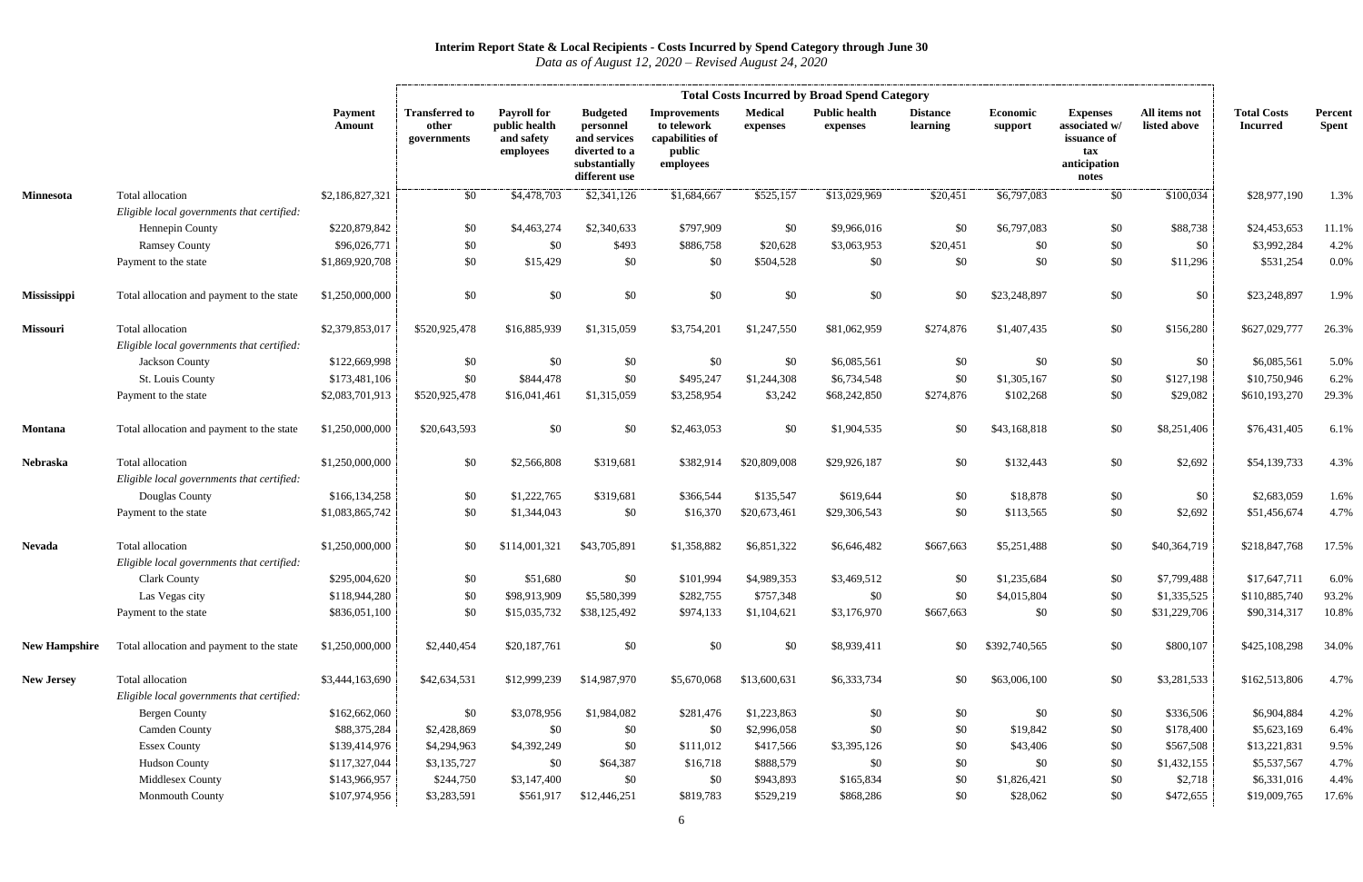**Interim Report State & Local Recipients - Costs Incurred by Spend Category through June 30**

*Data as of August 12, 2020 – Revised August 24, 2020*

| | | Payment Amount | Total Costs Incurred by Broad Spend Category | | | | | | | | | | Total Costs Incurred | Percent Spent |
|---|---|---|---|---|---|---|---|---|---|---|---|---|---|---|
| | | | Transferred to other governments | Payroll for public health and safety employees | Budgeted personnel and services diverted to a substantially different use | Improvements to telework capabilities of public employees | Medical expenses | Public health expenses | Distance learning | Economic support | Expenses associated w/ issuance of tax anticipation notes | All items not listed above | | |
| **Minnesota** | Total allocation | $2,186,827,321 | $0 | $4,478,703 | $2,341,126 | $1,684,667 | $525,157 | $13,029,969 | $20,451 | $6,797,083 | $0 | $100,034 | $28,977,190 | 1.3% |
| | *Eligible local governments that certified:* | | | | | | | | | | | | | |
| | Hennepin County | $220,879,842 | $0 | $4,463,274 | $2,340,633 | $797,909 | $0 | $9,966,016 | $0 | $6,797,083 | $0 | $88,738 | $24,453,653 | 11.1% |
| | Ramsey County | $96,026,771 | $0 | $0 | $493 | $886,758 | $20,628 | $3,063,953 | $20,451 | $0 | $0 | $0 | $3,992,284 | 4.2% |
| | Payment to the state | $1,869,920,708 | $0 | $15,429 | $0 | $0 | $504,528 | $0 | $0 | $0 | $0 | $11,296 | $531,254 | 0.0% |
| **Mississippi** | Total allocation and payment to the state | $1,250,000,000 | $0 | $0 | $0 | $0 | $0 | $0 | $0 | $23,248,897 | $0 | $0 | $23,248,897 | 1.9% |
| **Missouri** | Total allocation | $2,379,853,017 | $520,925,478 | $16,885,939 | $1,315,059 | $3,754,201 | $1,247,550 | $81,062,959 | $274,876 | $1,407,435 | $0 | $156,280 | $627,029,777 | 26.3% |
| | *Eligible local governments that certified:* | | | | | | | | | | | | | |
| | Jackson County | $122,669,998 | $0 | $0 | $0 | $0 | $0 | $6,085,561 | $0 | $0 | $0 | $0 | $6,085,561 | 5.0% |
| | St. Louis County | $173,481,106 | $0 | $844,478 | $0 | $495,247 | $1,244,308 | $6,734,548 | $0 | $1,305,167 | $0 | $127,198 | $10,750,946 | 6.2% |
| | Payment to the state | $2,083,701,913 | $520,925,478 | $16,041,461 | $1,315,059 | $3,258,954 | $3,242 | $68,242,850 | $274,876 | $102,268 | $0 | $29,082 | $610,193,270 | 29.3% |
| **Montana** | Total allocation and payment to the state | $1,250,000,000 | $20,643,593 | $0 | $0 | $2,463,053 | $0 | $1,904,535 | $0 | $43,168,818 | $0 | $8,251,406 | $76,431,405 | 6.1% |
| **Nebraska** | Total allocation | $1,250,000,000 | $0 | $2,566,808 | $319,681 | $382,914 | $20,809,008 | $29,926,187 | $0 | $132,443 | $0 | $2,692 | $54,139,733 | 4.3% |
| | *Eligible local governments that certified:* | | | | | | | | | | | | | |
| | Douglas County | $166,134,258 | $0 | $1,222,765 | $319,681 | $366,544 | $135,547 | $619,644 | $0 | $18,878 | $0 | $0 | $2,683,059 | 1.6% |
| | Payment to the state | $1,083,865,742 | $0 | $1,344,043 | $0 | $16,370 | $20,673,461 | $29,306,543 | $0 | $113,565 | $0 | $2,692 | $51,456,674 | 4.7% |
| **Nevada** | Total allocation | $1,250,000,000 | $0 | $114,001,321 | $43,705,891 | $1,358,882 | $6,851,322 | $6,646,482 | $667,663 | $5,251,488 | $0 | $40,364,719 | $218,847,768 | 17.5% |
| | *Eligible local governments that certified:* | | | | | | | | | | | | | |
| | Clark County | $295,004,620 | $0 | $51,680 | $0 | $101,994 | $4,989,353 | $3,469,512 | $0 | $1,235,684 | $0 | $7,799,488 | $17,647,711 | 6.0% |
| | Las Vegas city | $118,944,280 | $0 | $98,913,909 | $5,580,399 | $282,755 | $757,348 | $0 | $0 | $4,015,804 | $0 | $1,335,525 | $110,885,740 | 93.2% |
| | Payment to the state | $836,051,100 | $0 | $15,035,732 | $38,125,492 | $974,133 | $1,104,621 | $3,176,970 | $667,663 | $0 | $0 | $31,229,706 | $90,314,317 | 10.8% |
| **New Hampshire** | Total allocation and payment to the state | $1,250,000,000 | $2,440,454 | $20,187,761 | $0 | $0 | $0 | $8,939,411 | $0 | $392,740,565 | $0 | $800,107 | $425,108,298 | 34.0% |
| **New Jersey** | Total allocation | $3,444,163,690 | $42,634,531 | $12,999,239 | $14,987,970 | $5,670,068 | $13,600,631 | $6,333,734 | $0 | $63,006,100 | $0 | $3,281,533 | $162,513,806 | 4.7% |
| | *Eligible local governments that certified:* | | | | | | | | | | | | | |
| | Bergen County | $162,662,060 | $0 | $3,078,956 | $1,984,082 | $281,476 | $1,223,863 | $0 | $0 | $0 | $0 | $336,506 | $6,904,884 | 4.2% |
| | Camden County | $88,375,284 | $2,428,869 | $0 | $0 | $0 | $2,996,058 | $0 | $0 | $19,842 | $0 | $178,400 | $5,623,169 | 6.4% |
| | Essex County | $139,414,976 | $4,294,963 | $4,392,249 | $0 | $111,012 | $417,566 | $3,395,126 | $0 | $43,406 | $0 | $567,508 | $13,221,831 | 9.5% |
| | Hudson County | $117,327,044 | $3,135,727 | $0 | $64,387 | $16,718 | $888,579 | $0 | $0 | $0 | $0 | $1,432,155 | $5,537,567 | 4.7% |
| | Middlesex County | $143,966,957 | $244,750 | $3,147,400 | $0 | $0 | $943,893 | $165,834 | $0 | $1,826,421 | $0 | $2,718 | $6,331,016 | 4.4% |
| | Monmouth County | $107,974,956 | $3,283,591 | $561,917 | $12,446,251 | $819,783 | $529,219 | $868,286 | $0 | $28,062 | $0 | $472,655 | $19,009,765 | 17.6% |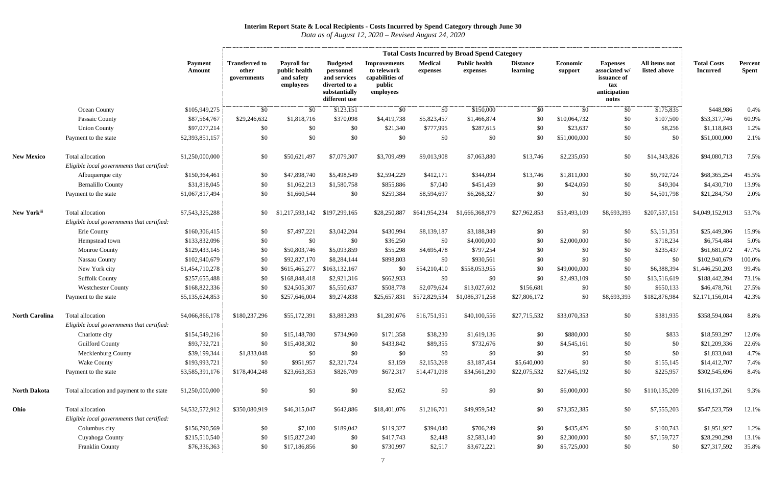# Interim Report State & Local Recipients - Costs Incurred by Spend Category through June 30

*Data as of August 12, 2020 – Revised August 24, 2020*

| | | Payment Amount | Total Costs Incurred by Broad Spend Category | | | | | | | | | | Total Costs Incurred | Percent Spent |
|---|---|---|---|---|---|---|---|---|---|---|---|---|---|---|
| | | | Transferred to other governments | Payroll for public health and safety employees | Budgeted personnel and services diverted to a substantially different use | Improvements to telework capabilities of public employees | Medical expenses | Public health expenses | Distance learning | Economic support | Expenses associated w/ issuance of tax anticipation notes | All items not listed above | | |
| | Ocean County | $105,949,275 | $0 | $0 | $123,151 | $0 | $0 | $150,000 | $0 | $0 | $0 | $175,835 | $448,986 | 0.4% |
| | Passaic County | $87,564,767 | $29,246,632 | $1,818,716 | $370,098 | $4,419,738 | $5,823,457 | $1,466,874 | $0 | $10,064,732 | $0 | $107,500 | $53,317,746 | 60.9% |
| | Union County | $97,077,214 | $0 | $0 | $0 | $21,340 | $777,995 | $287,615 | $0 | $23,637 | $0 | $8,256 | $1,118,843 | 1.2% |
| | Payment to the state | $2,393,851,157 | $0 | $0 | $0 | $0 | $0 | $0 | $0 | $51,000,000 | $0 | $0 | $51,000,000 | 2.1% |
| **New Mexico** | Total allocation | $1,250,000,000 | $0 | $50,621,497 | $7,079,307 | $3,709,499 | $9,013,908 | $7,063,880 | $13,746 | $2,235,050 | $0 | $14,343,826 | $94,080,713 | 7.5% |
| | *Eligible local governments that certified:* | | | | | | | | | | | | | |
| | Albuquerque city | $150,364,461 | $0 | $47,898,740 | $5,498,549 | $2,594,229 | $412,171 | $344,094 | $13,746 | $1,811,000 | $0 | $9,792,724 | $68,365,254 | 45.5% |
| | Bernalillo County | $31,818,045 | $0 | $1,062,213 | $1,580,758 | $855,886 | $7,040 | $451,459 | $0 | $424,050 | $0 | $49,304 | $4,430,710 | 13.9% |
| | Payment to the state | $1,067,817,494 | $0 | $1,660,544 | $0 | $259,384 | $8,594,697 | $6,268,327 | $0 | $0 | $0 | $4,501,798 | $21,284,750 | 2.0% |
| **New York[iii]** | Total allocation | $7,543,325,288 | $0 | $1,217,593,142 | $197,299,165 | $28,250,887 | $641,954,234 | $1,666,368,979 | $27,962,853 | $53,493,109 | $8,693,393 | $207,537,151 | $4,049,152,913 | 53.7% |
| | *Eligible local governments that certified:* | | | | | | | | | | | | | |
| | Erie County | $160,306,415 | $0 | $7,497,221 | $3,042,204 | $430,994 | $8,139,187 | $3,188,349 | $0 | $0 | $0 | $3,151,351 | $25,449,306 | 15.9% |
| | Hempstead town | $133,832,096 | $0 | $0 | $0 | $36,250 | $0 | $4,000,000 | $0 | $2,000,000 | $0 | $718,234 | $6,754,484 | 5.0% |
| | Monroe County | $129,433,145 | $0 | $50,803,746 | $5,093,859 | $55,298 | $4,695,478 | $797,254 | $0 | $0 | $0 | $235,437 | $61,681,072 | 47.7% |
| | Nassau County | $102,940,679 | $0 | $92,827,170 | $8,284,144 | $898,803 | $0 | $930,561 | $0 | $0 | $0 | $0 | $102,940,679 | 100.0% |
| | New York city | $1,454,710,278 | $0 | $615,465,277 | $163,132,167 | $0 | $54,210,410 | $558,053,955 | $0 | $49,000,000 | $0 | $6,388,394 | $1,446,250,203 | 99.4% |
| | Suffolk County | $257,655,488 | $0 | $168,848,418 | $2,921,316 | $662,933 | $0 | $0 | $0 | $2,493,109 | $0 | $13,516,619 | $188,442,394 | 73.1% |
| | Westchester County | $168,822,336 | $0 | $24,505,307 | $5,550,637 | $508,778 | $2,079,624 | $13,027,602 | $156,681 | $0 | $0 | $650,133 | $46,478,761 | 27.5% |
| | Payment to the state | $5,135,624,853 | $0 | $257,646,004 | $9,274,838 | $25,657,831 | $572,829,534 | $1,086,371,258 | $27,806,172 | $0 | $8,693,393 | $182,876,984 | $2,171,156,014 | 42.3% |
| **North Carolina** | Total allocation | $4,066,866,178 | $180,237,296 | $55,172,391 | $3,883,393 | $1,280,676 | $16,751,951 | $40,100,556 | $27,715,532 | $33,070,353 | $0 | $381,935 | $358,594,084 | 8.8% |
| | *Eligible local governments that certified:* | | | | | | | | | | | | | |
| | Charlotte city | $154,549,216 | $0 | $15,148,780 | $734,960 | $171,358 | $38,230 | $1,619,136 | $0 | $880,000 | $0 | $833 | $18,593,297 | 12.0% |
| | Guilford County | $93,732,721 | $0 | $15,408,302 | $0 | $433,842 | $89,355 | $732,676 | $0 | $4,545,161 | $0 | $0 | $21,209,336 | 22.6% |
| | Mecklenburg County | $39,199,344 | $1,833,048 | $0 | $0 | $0 | $0 | $0 | $0 | $0 | $0 | $0 | $1,833,048 | 4.7% |
| | Wake County | $193,993,721 | $0 | $951,957 | $2,321,724 | $3,159 | $2,153,268 | $3,187,454 | $5,640,000 | $0 | $0 | $155,145 | $14,412,707 | 7.4% |
| | Payment to the state | $3,585,391,176 | $178,404,248 | $23,663,353 | $826,709 | $672,317 | $14,471,098 | $34,561,290 | $22,075,532 | $27,645,192 | $0 | $225,957 | $302,545,696 | 8.4% |
| **North Dakota** | Total allocation and payment to the state | $1,250,000,000 | $0 | $0 | $0 | $2,052 | $0 | $0 | $0 | $6,000,000 | $0 | $110,135,209 | $116,137,261 | 9.3% |
| **Ohio** | Total allocation | $4,532,572,912 | $350,080,919 | $46,315,047 | $642,886 | $18,401,076 | $1,216,701 | $49,959,542 | $0 | $73,352,385 | $0 | $7,555,203 | $547,523,759 | 12.1% |
| | *Eligible local governments that certified:* | | | | | | | | | | | | | |
| | Columbus city | $156,790,569 | $0 | $7,100 | $189,042 | $119,327 | $394,040 | $706,249 | $0 | $435,426 | $0 | $100,743 | $1,951,927 | 1.2% |
| | Cuyahoga County | $215,510,540 | $0 | $15,827,240 | $0 | $417,743 | $2,448 | $2,583,140 | $0 | $2,300,000 | $0 | $7,159,727 | $28,290,298 | 13.1% |
| | Franklin County | $76,336,363 | $0 | $17,186,856 | $0 | $730,997 | $2,517 | $3,672,221 | $0 | $5,725,000 | $0 | $0 | $27,317,592 | 35.8% |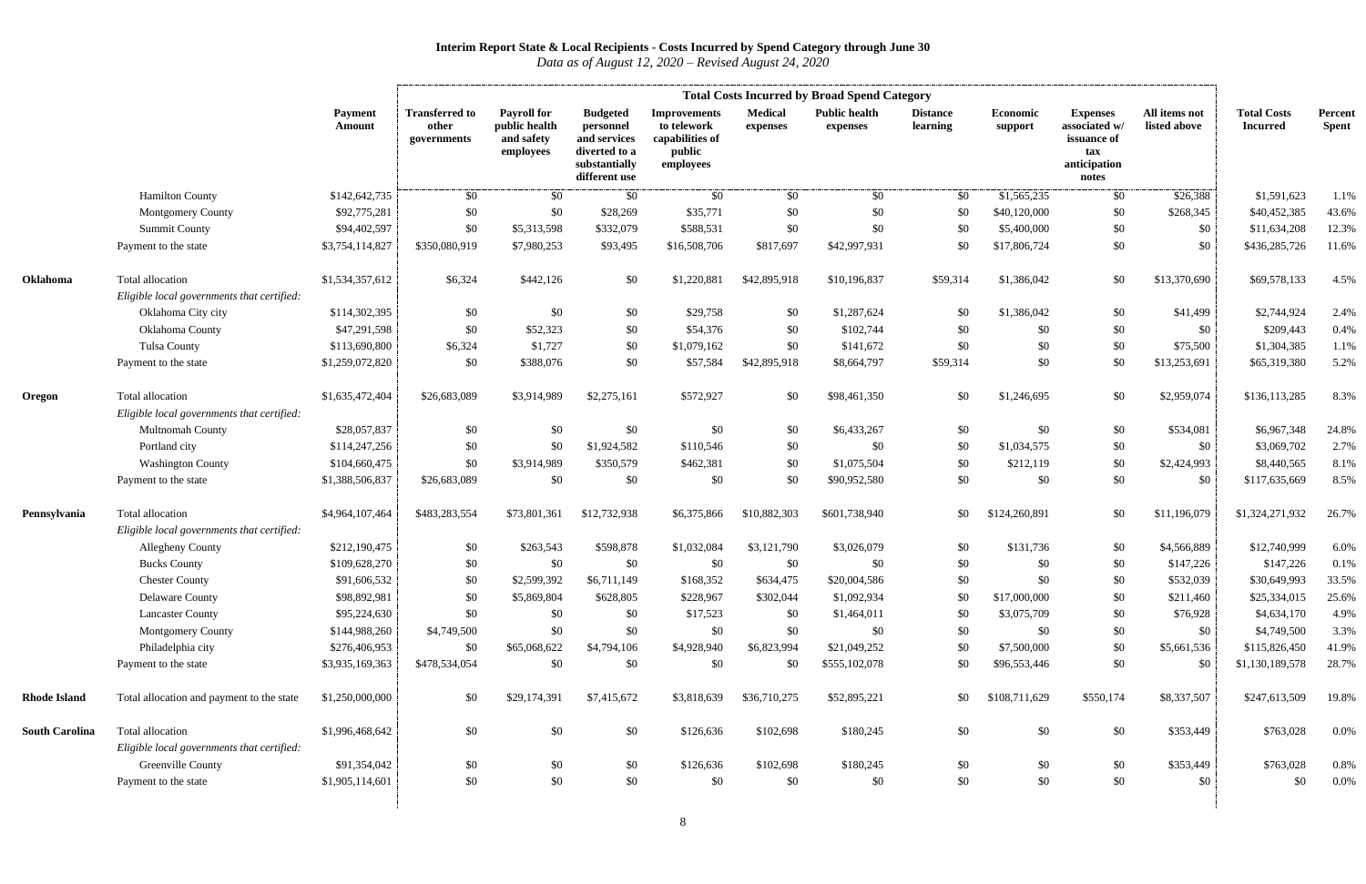# Interim Report State & Local Recipients - Costs Incurred by Spend Category through June 30

*Data as of August 12, 2020 – Revised August 24, 2020*

| | | Payment Amount | Total Costs Incurred by Broad Spend Category | | | | | | | | | | | Total Costs Incurred | Percent Spent |
|---|---|---|---|---|---|---|---|---|---|---|---|---|---|---|---|
| | | | Transferred to other governments | Payroll for public health and safety employees | Budgeted personnel and services diverted to a substantially different use | Improvements to telework capabilities of public employees | Medical expenses | Public health expenses | Distance learning | Economic support | Expenses associated w/ issuance of tax anticipation notes | All items not listed above | | | |
| | Hamilton County | $142,642,735 | $0 | $0 | $0 | $0 | $0 | $0 | $0 | $1,565,235 | $0 | $26,388 | | $1,591,623 | 1.1% |
| | Montgomery County | $92,775,281 | $0 | $0 | $28,269 | $35,771 | $0 | $0 | $0 | $40,120,000 | $0 | $268,345 | | $40,452,385 | 43.6% |
| | Summit County | $94,402,597 | $0 | $5,313,598 | $332,079 | $588,531 | $0 | $0 | $0 | $5,400,000 | $0 | $0 | | $11,634,208 | 12.3% |
| | Payment to the state | $3,754,114,827 | $350,080,919 | $7,980,253 | $93,495 | $16,508,706 | $817,697 | $42,997,931 | $0 | $17,806,724 | $0 | $0 | | $436,285,726 | 11.6% |
| **Oklahoma** | Total allocation | $1,534,357,612 | $6,324 | $442,126 | $0 | $1,220,881 | $42,895,918 | $10,196,837 | $59,314 | $1,386,042 | $0 | $13,370,690 | | $69,578,133 | 4.5% |
| | *Eligible local governments that certified:* | | | | | | | | | | | | | | |
| | Oklahoma City city | $114,302,395 | $0 | $0 | $0 | $29,758 | $0 | $1,287,624 | $0 | $1,386,042 | $0 | $41,499 | | $2,744,924 | 2.4% |
| | Oklahoma County | $47,291,598 | $0 | $52,323 | $0 | $54,376 | $0 | $102,744 | $0 | $0 | $0 | $0 | | $209,443 | 0.4% |
| | Tulsa County | $113,690,800 | $6,324 | $1,727 | $0 | $1,079,162 | $0 | $141,672 | $0 | $0 | $0 | $75,500 | | $1,304,385 | 1.1% |
| | Payment to the state | $1,259,072,820 | $0 | $388,076 | $0 | $57,584 | $42,895,918 | $8,664,797 | $59,314 | $0 | $0 | $13,253,691 | | $65,319,380 | 5.2% |
| **Oregon** | Total allocation | $1,635,472,404 | $26,683,089 | $3,914,989 | $2,275,161 | $572,927 | $0 | $98,461,350 | $0 | $1,246,695 | $0 | $2,959,074 | | $136,113,285 | 8.3% |
| | *Eligible local governments that certified:* | | | | | | | | | | | | | | |
| | Multnomah County | $28,057,837 | $0 | $0 | $0 | $0 | $0 | $6,433,267 | $0 | $0 | $0 | $534,081 | | $6,967,348 | 24.8% |
| | Portland city | $114,247,256 | $0 | $0 | $1,924,582 | $110,546 | $0 | $0 | $0 | $1,034,575 | $0 | $0 | | $3,069,702 | 2.7% |
| | Washington County | $104,660,475 | $0 | $3,914,989 | $350,579 | $462,381 | $0 | $1,075,504 | $0 | $212,119 | $0 | $2,424,993 | | $8,440,565 | 8.1% |
| | Payment to the state | $1,388,506,837 | $26,683,089 | $0 | $0 | $0 | $0 | $90,952,580 | $0 | $0 | $0 | $0 | | $117,635,669 | 8.5% |
| **Pennsylvania** | Total allocation | $4,964,107,464 | $483,283,554 | $73,801,361 | $12,732,938 | $6,375,866 | $10,882,303 | $601,738,940 | $0 | $124,260,891 | $0 | $11,196,079 | | $1,324,271,932 | 26.7% |
| | *Eligible local governments that certified:* | | | | | | | | | | | | | | |
| | Allegheny County | $212,190,475 | $0 | $263,543 | $598,878 | $1,032,084 | $3,121,790 | $3,026,079 | $0 | $131,736 | $0 | $4,566,889 | | $12,740,999 | 6.0% |
| | Bucks County | $109,628,270 | $0 | $0 | $0 | $0 | $0 | $0 | $0 | $0 | $0 | $147,226 | | $147,226 | 0.1% |
| | Chester County | $91,606,532 | $0 | $2,599,392 | $6,711,149 | $168,352 | $634,475 | $20,004,586 | $0 | $0 | $0 | $532,039 | | $30,649,993 | 33.5% |
| | Delaware County | $98,892,981 | $0 | $5,869,804 | $628,805 | $228,967 | $302,044 | $1,092,934 | $0 | $17,000,000 | $0 | $211,460 | | $25,334,015 | 25.6% |
| | Lancaster County | $95,224,630 | $0 | $0 | $0 | $17,523 | $0 | $1,464,011 | $0 | $3,075,709 | $0 | $76,928 | | $4,634,170 | 4.9% |
| | Montgomery County | $144,988,260 | $4,749,500 | $0 | $0 | $0 | $0 | $0 | $0 | $0 | $0 | $0 | | $4,749,500 | 3.3% |
| | Philadelphia city | $276,406,953 | $0 | $65,068,622 | $4,794,106 | $4,928,940 | $6,823,994 | $21,049,252 | $0 | $7,500,000 | $0 | $5,661,536 | | $115,826,450 | 41.9% |
| | Payment to the state | $3,935,169,363 | $478,534,054 | $0 | $0 | $0 | $0 | $555,102,078 | $0 | $96,553,446 | $0 | $0 | | $1,130,189,578 | 28.7% |
| **Rhode Island** | Total allocation and payment to the state | $1,250,000,000 | $0 | $29,174,391 | $7,415,672 | $3,818,639 | $36,710,275 | $52,895,221 | $0 | $108,711,629 | $550,174 | $8,337,507 | | $247,613,509 | 19.8% |
| **South Carolina** | Total allocation | $1,996,468,642 | $0 | $0 | $0 | $126,636 | $102,698 | $180,245 | $0 | $0 | $0 | $353,449 | | $763,028 | 0.0% |
| | *Eligible local governments that certified:* | | | | | | | | | | | | | | |
| | Greenville County | $91,354,042 | $0 | $0 | $0 | $126,636 | $102,698 | $180,245 | $0 | $0 | $0 | $353,449 | | $763,028 | 0.8% |
| | Payment to the state | $1,905,114,601 | $0 | $0 | $0 | $0 | $0 | $0 | $0 | $0 | $0 | $0 | | $0 | 0.0% |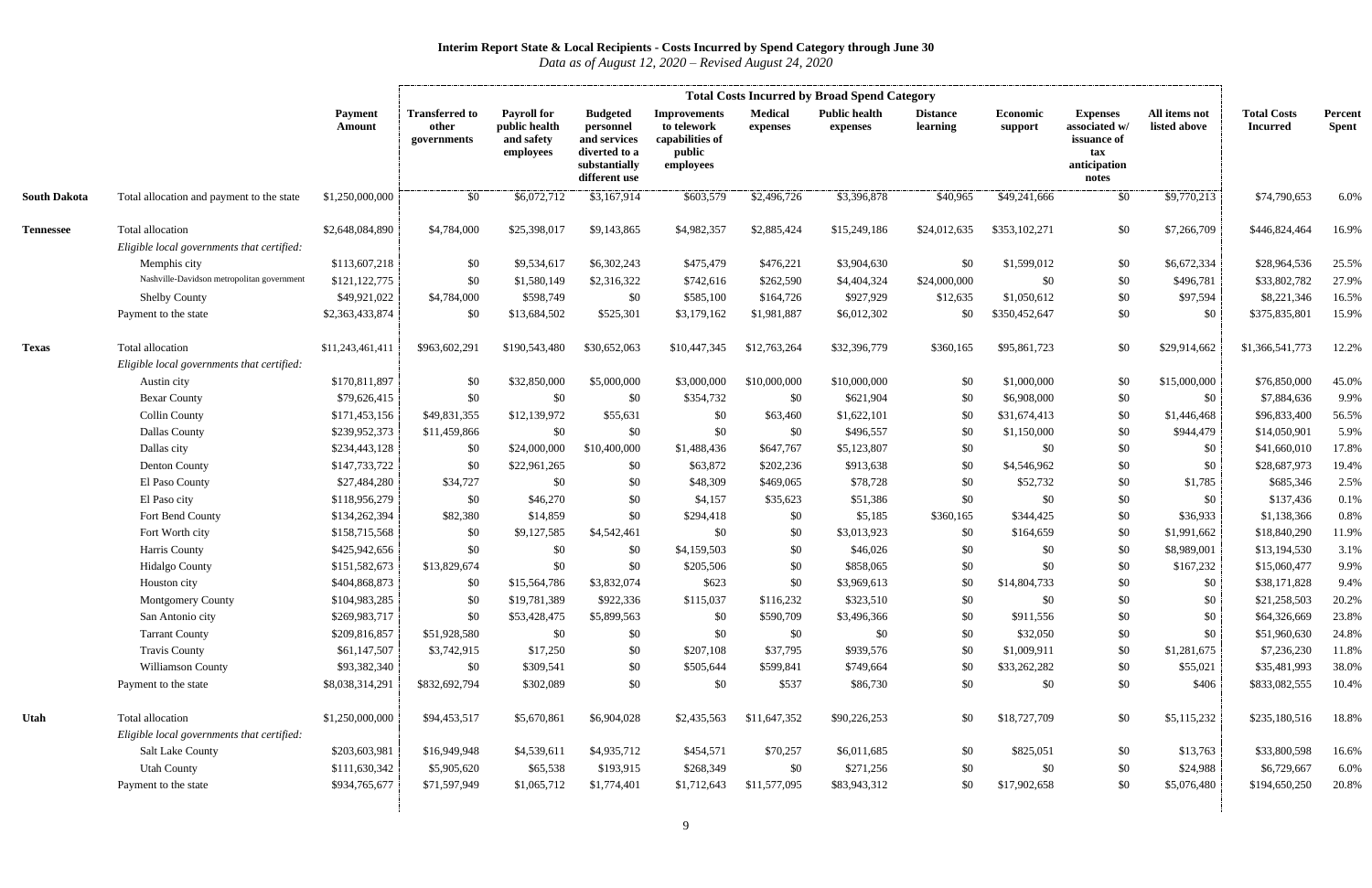# Interim Report State & Local Recipients - Costs Incurred by Spend Category through June 30

*Data as of August 12, 2020 – Revised August 24, 2020*

| | | Payment Amount | Total Costs Incurred by Broad Spend Category | | | | | | | | | | Total Costs Incurred | Percent Spent |
|---|---|---|---|---|---|---|---|---|---|---|---|---|---|---|
| | | | Transferred to other governments | Payroll for public health and safety employees | Budgeted personnel and services diverted to a substantially different use | Improvements to telework capabilities of public employees | Medical expenses | Public health expenses | Distance learning | Economic support | Expenses associated w/ issuance of tax anticipation notes | All items not listed above | | |
| **South Dakota** | Total allocation and payment to the state | $1,250,000,000 | $0 | $6,072,712 | $3,167,914 | $603,579 | $2,496,726 | $3,396,878 | $40,965 | $49,241,666 | $0 | $9,770,213 | $74,790,653 | 6.0% |
| **Tennessee** | Total allocation | $2,648,084,890 | $4,784,000 | $25,398,017 | $9,143,865 | $4,982,357 | $2,885,424 | $15,249,186 | $24,012,635 | $353,102,271 | $0 | $7,266,709 | $446,824,464 | 16.9% |
| | *Eligible local governments that certified:* | | | | | | | | | | | | | |
| | Memphis city | $113,607,218 | $0 | $9,534,617 | $6,302,243 | $475,479 | $476,221 | $3,904,630 | $0 | $1,599,012 | $0 | $6,672,334 | $28,964,536 | 25.5% |
| | Nashville-Davidson metropolitan government | $121,122,775 | $0 | $1,580,149 | $2,316,322 | $742,616 | $262,590 | $4,404,324 | $24,000,000 | $0 | $0 | $496,781 | $33,802,782 | 27.9% |
| | Shelby County | $49,921,022 | $4,784,000 | $598,749 | $0 | $585,100 | $164,726 | $927,929 | $12,635 | $1,050,612 | $0 | $97,594 | $8,221,346 | 16.5% |
| | Payment to the state | $2,363,433,874 | $0 | $13,684,502 | $525,301 | $3,179,162 | $1,981,887 | $6,012,302 | $0 | $350,452,647 | $0 | $0 | $375,835,801 | 15.9% |
| **Texas** | Total allocation | $11,243,461,411 | $963,602,291 | $190,543,480 | $30,652,063 | $10,447,345 | $12,763,264 | $32,396,779 | $360,165 | $95,861,723 | $0 | $29,914,662 | $1,366,541,773 | 12.2% |
| | *Eligible local governments that certified:* | | | | | | | | | | | | | |
| | Austin city | $170,811,897 | $0 | $32,850,000 | $5,000,000 | $3,000,000 | $10,000,000 | $10,000,000 | $0 | $1,000,000 | $0 | $15,000,000 | $76,850,000 | 45.0% |
| | Bexar County | $79,626,415 | $0 | $0 | $0 | $354,732 | $0 | $621,904 | $0 | $6,908,000 | $0 | $0 | $7,884,636 | 9.9% |
| | Collin County | $171,453,156 | $49,831,355 | $12,139,972 | $55,631 | $0 | $63,460 | $1,622,101 | $0 | $31,674,413 | $0 | $1,446,468 | $96,833,400 | 56.5% |
| | Dallas County | $239,952,373 | $11,459,866 | $0 | $0 | $0 | $0 | $496,557 | $0 | $1,150,000 | $0 | $944,479 | $14,050,901 | 5.9% |
| | Dallas city | $234,443,128 | $0 | $24,000,000 | $10,400,000 | $1,488,436 | $647,767 | $5,123,807 | $0 | $0 | $0 | $0 | $41,660,010 | 17.8% |
| | Denton County | $147,733,722 | $0 | $22,961,265 | $0 | $63,872 | $202,236 | $913,638 | $0 | $4,546,962 | $0 | $0 | $28,687,973 | 19.4% |
| | El Paso County | $27,484,280 | $34,727 | $0 | $0 | $48,309 | $469,065 | $78,728 | $0 | $52,732 | $0 | $1,785 | $685,346 | 2.5% |
| | El Paso city | $118,956,279 | $0 | $46,270 | $0 | $4,157 | $35,623 | $51,386 | $0 | $0 | $0 | $0 | $137,436 | 0.1% |
| | Fort Bend County | $134,262,394 | $82,380 | $14,859 | $0 | $294,418 | $0 | $5,185 | $360,165 | $344,425 | $0 | $36,933 | $1,138,366 | 0.8% |
| | Fort Worth city | $158,715,568 | $0 | $9,127,585 | $4,542,461 | $0 | $0 | $3,013,923 | $0 | $164,659 | $0 | $1,991,662 | $18,840,290 | 11.9% |
| | Harris County | $425,942,656 | $0 | $0 | $0 | $4,159,503 | $0 | $46,026 | $0 | $0 | $0 | $8,989,001 | $13,194,530 | 3.1% |
| | Hidalgo County | $151,582,673 | $13,829,674 | $0 | $0 | $205,506 | $0 | $858,065 | $0 | $0 | $0 | $167,232 | $15,060,477 | 9.9% |
| | Houston city | $404,868,873 | $0 | $15,564,786 | $3,832,074 | $623 | $0 | $3,969,613 | $0 | $14,804,733 | $0 | $0 | $38,171,828 | 9.4% |
| | Montgomery County | $104,983,285 | $0 | $19,781,389 | $922,336 | $115,037 | $116,232 | $323,510 | $0 | $0 | $0 | $0 | $21,258,503 | 20.2% |
| | San Antonio city | $269,983,717 | $0 | $53,428,475 | $5,899,563 | $0 | $590,709 | $3,496,366 | $0 | $911,556 | $0 | $0 | $64,326,669 | 23.8% |
| | Tarrant County | $209,816,857 | $51,928,580 | $0 | $0 | $0 | $0 | $0 | $0 | $32,050 | $0 | $0 | $51,960,630 | 24.8% |
| | Travis County | $61,147,507 | $3,742,915 | $17,250 | $0 | $207,108 | $37,795 | $939,576 | $0 | $1,009,911 | $0 | $1,281,675 | $7,236,230 | 11.8% |
| | Williamson County | $93,382,340 | $0 | $309,541 | $0 | $505,644 | $599,841 | $749,664 | $0 | $33,262,282 | $0 | $55,021 | $35,481,993 | 38.0% |
| | Payment to the state | $8,038,314,291 | $832,692,794 | $302,089 | $0 | $0 | $537 | $86,730 | $0 | $0 | $0 | $406 | $833,082,555 | 10.4% |
| **Utah** | Total allocation | $1,250,000,000 | $94,453,517 | $5,670,861 | $6,904,028 | $2,435,563 | $11,647,352 | $90,226,253 | $0 | $18,727,709 | $0 | $5,115,232 | $235,180,516 | 18.8% |
| | *Eligible local governments that certified:* | | | | | | | | | | | | | |
| | Salt Lake County | $203,603,981 | $16,949,948 | $4,539,611 | $4,935,712 | $454,571 | $70,257 | $6,011,685 | $0 | $825,051 | $0 | $13,763 | $33,800,598 | 16.6% |
| | Utah County | $111,630,342 | $5,905,620 | $65,538 | $193,915 | $268,349 | $0 | $271,256 | $0 | $0 | $0 | $24,988 | $6,729,667 | 6.0% |
| | Payment to the state | $934,765,677 | $71,597,949 | $1,065,712 | $1,774,401 | $1,712,643 | $11,577,095 | $83,943,312 | $0 | $17,902,658 | $0 | $5,076,480 | $194,650,250 | 20.8% |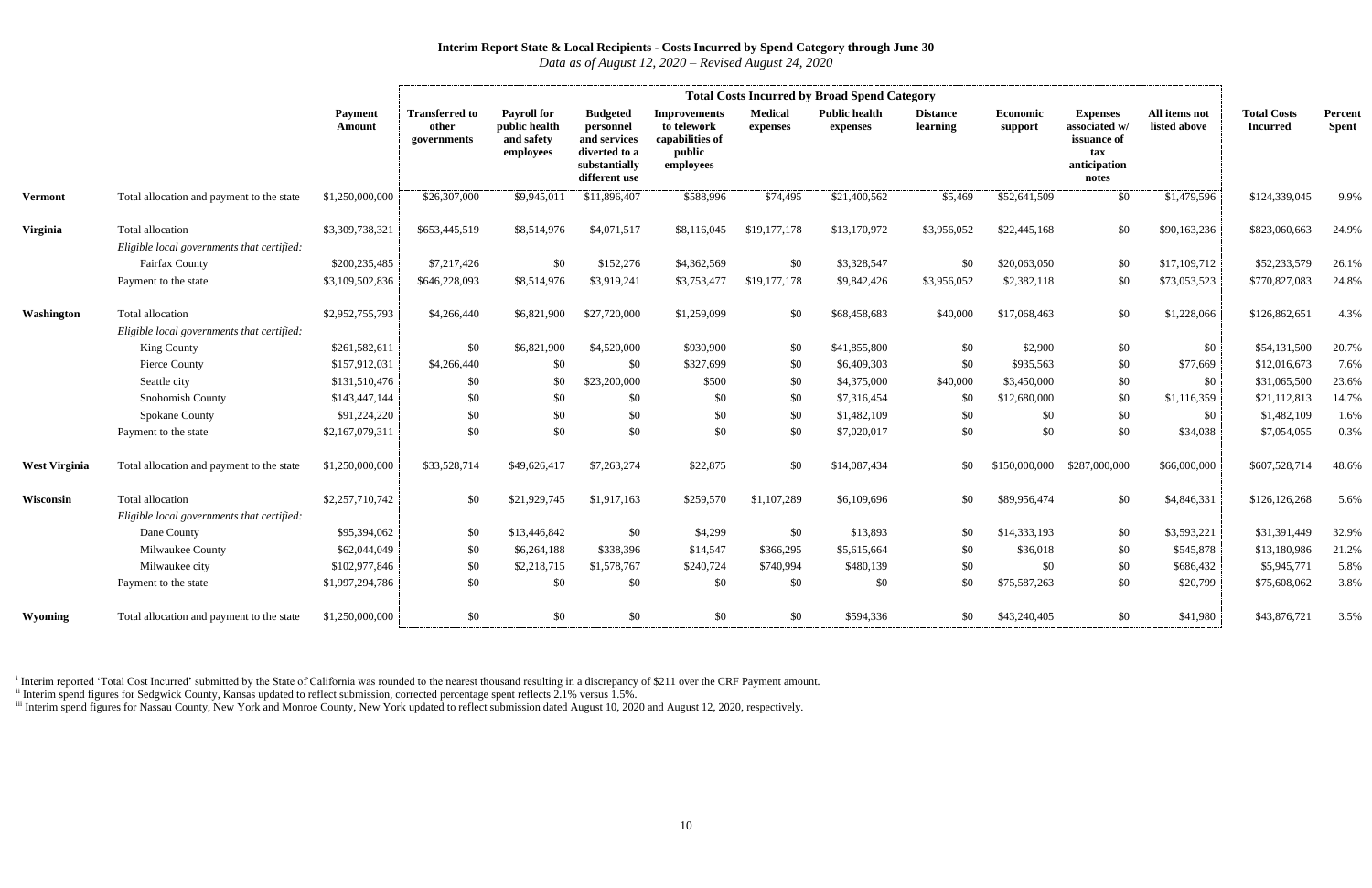**Interim Report State & Local Recipients - Costs Incurred by Spend Category through June 30**

*Data as of August 12, 2020 – Revised August 24, 2020*

| | | Payment Amount | Total Costs Incurred by Broad Spend Category | | | | | | | | | | Total Costs Incurred | Percent Spent |
|---|---|---|---|---|---|---|---|---|---|---|---|---|---|---|
| | | | Transferred to other governments | Payroll for public health and safety employees | Budgeted personnel and services diverted to a substantially different use | Improvements to telework capabilities of public employees | Medical expenses | Public health expenses | Distance learning | Economic support | Expenses associated w/ issuance of tax anticipation notes | All items not listed above | | |
| **Vermont** | Total allocation and payment to the state | $1,250,000,000 | $26,307,000 | $9,945,011 | $11,896,407 | $588,996 | $74,495 | $21,400,562 | $5,469 | $52,641,509 | $0 | $1,479,596 | $124,339,045 | 9.9% |
| **Virginia** | Total allocation | $3,309,738,321 | $653,445,519 | $8,514,976 | $4,071,517 | $8,116,045 | $19,177,178 | $13,170,972 | $3,956,052 | $22,445,168 | $0 | $90,163,236 | $823,060,663 | 24.9% |
| | *Eligible local governments that certified:* | | | | | | | | | | | | | |
| | Fairfax County | $200,235,485 | $7,217,426 | $0 | $152,276 | $4,362,569 | $0 | $3,328,547 | $0 | $20,063,050 | $0 | $17,109,712 | $52,233,579 | 26.1% |
| | Payment to the state | $3,109,502,836 | $646,228,093 | $8,514,976 | $3,919,241 | $3,753,477 | $19,177,178 | $9,842,426 | $3,956,052 | $2,382,118 | $0 | $73,053,523 | $770,827,083 | 24.8% |
| **Washington** | Total allocation | $2,952,755,793 | $4,266,440 | $6,821,900 | $27,720,000 | $1,259,099 | $0 | $68,458,683 | $40,000 | $17,068,463 | $0 | $1,228,066 | $126,862,651 | 4.3% |
| | *Eligible local governments that certified:* | | | | | | | | | | | | | |
| | King County | $261,582,611 | $0 | $6,821,900 | $4,520,000 | $930,900 | $0 | $41,855,800 | $0 | $2,900 | $0 | $0 | $54,131,500 | 20.7% |
| | Pierce County | $157,912,031 | $4,266,440 | $0 | $0 | $327,699 | $0 | $6,409,303 | $0 | $935,563 | $0 | $77,669 | $12,016,673 | 7.6% |
| | Seattle city | $131,510,476 | $0 | $0 | $23,200,000 | $500 | $0 | $4,375,000 | $40,000 | $3,450,000 | $0 | $0 | $31,065,500 | 23.6% |
| | Snohomish County | $143,447,144 | $0 | $0 | $0 | $0 | $0 | $7,316,454 | $0 | $12,680,000 | $0 | $1,116,359 | $21,112,813 | 14.7% |
| | Spokane County | $91,224,220 | $0 | $0 | $0 | $0 | $0 | $1,482,109 | $0 | $0 | $0 | $0 | $1,482,109 | 1.6% |
| | Payment to the state | $2,167,079,311 | $0 | $0 | $0 | $0 | $0 | $7,020,017 | $0 | $0 | $0 | $34,038 | $7,054,055 | 0.3% |
| **West Virginia** | Total allocation and payment to the state | $1,250,000,000 | $33,528,714 | $49,626,417 | $7,263,274 | $22,875 | $0 | $14,087,434 | $0 | $150,000,000 | $287,000,000 | $66,000,000 | $607,528,714 | 48.6% |
| **Wisconsin** | Total allocation | $2,257,710,742 | $0 | $21,929,745 | $1,917,163 | $259,570 | $1,107,289 | $6,109,696 | $0 | $89,956,474 | $0 | $4,846,331 | $126,126,268 | 5.6% |
| | *Eligible local governments that certified:* | | | | | | | | | | | | | |
| | Dane County | $95,394,062 | $0 | $13,446,842 | $0 | $4,299 | $0 | $13,893 | $0 | $14,333,193 | $0 | $3,593,221 | $31,391,449 | 32.9% |
| | Milwaukee County | $62,044,049 | $0 | $6,264,188 | $338,396 | $14,547 | $366,295 | $5,615,664 | $0 | $36,018 | $0 | $545,878 | $13,180,986 | 21.2% |
| | Milwaukee city | $102,977,846 | $0 | $2,218,715 | $1,578,767 | $240,724 | $740,994 | $480,139 | $0 | $0 | $0 | $686,432 | $5,945,771 | 5.8% |
| | Payment to the state | $1,997,294,786 | $0 | $0 | $0 | $0 | $0 | $0 | $0 | $75,587,263 | $0 | $20,799 | $75,608,062 | 3.8% |
| **Wyoming** | Total allocation and payment to the state | $1,250,000,000 | $0 | $0 | $0 | $0 | $0 | $594,336 | $0 | $43,240,405 | $0 | $41,980 | $43,876,721 | 3.5% |

[i] Interim reported 'Total Cost Incurred' submitted by the State of California was rounded to the nearest thousand resulting in a discrepancy of $211 over the CRF Payment amount.

[ii] Interim spend figures for Sedgwick County, Kansas updated to reflect submission, corrected percentage spent reflects 2.1% versus 1.5%.

[iii] Interim spend figures for Nassau County, New York and Monroe County, New York updated to reflect submission dated August 10, 2020 and August 12, 2020, respectively.